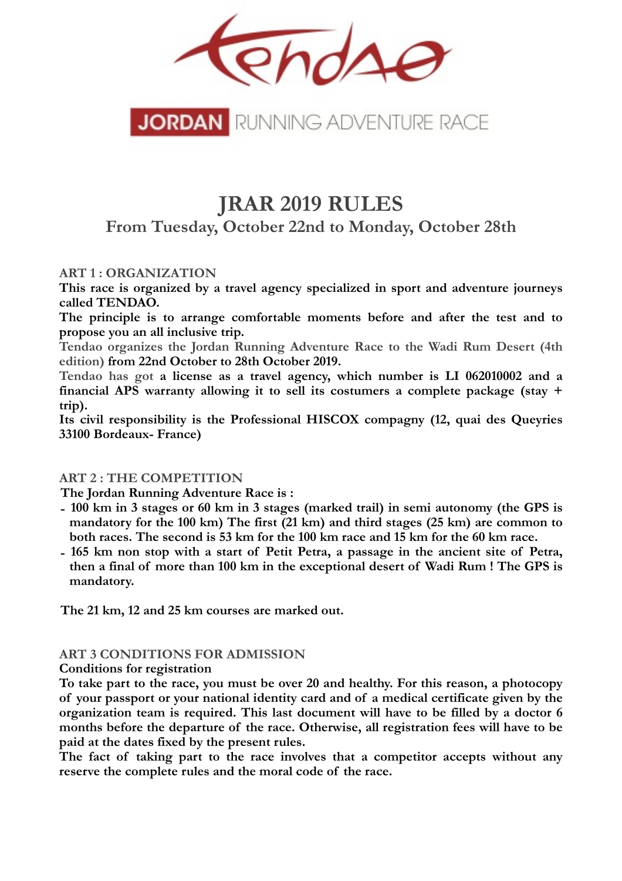Tendao

JORDAN RUNNING ADVENTURE RACE

# JRAR 2019 RULES

## From Tuesday, October 22nd to Monday, October 28th

### ART 1 : ORGANIZATION

**This race is organized by a travel agency specialized in sport and adventure journeys called TENDAO.**

**The principle is to arrange comfortable moments before and after the test and to propose you an all inclusive trip.**

Tendao organizes the Jordan Running Adventure Race to the Wadi Rum Desert (4th edition) **from 22nd October to 28th October 2019.**

Tendao has got **a license as a travel agency, which number is LI 062010002 and a financial APS warranty allowing it to sell its costumers a complete package (stay + trip).**

**Its civil responsibility is the Professional HISCOX compagny (12, quai des Queyries 33100 Bordeaux- France)**

### ART 2 : THE COMPETITION

**The Jordan Running Adventure Race is :**

- **100 km in 3 stages or 60 km in 3 stages (marked trail) in semi autonomy (the GPS is mandatory for the 100 km) The first (21 km) and third stages (25 km) are common to both races. The second is 53 km for the 100 km race and 15 km for the 60 km race.**
- **165 km non stop with a start of Petit Petra, a passage in the ancient site of Petra, then a final of more than 100 km in the exceptional desert of Wadi Rum ! The GPS is mandatory.**

**The 21 km, 12 and 25 km courses are marked out.**

### ART 3 CONDITIONS FOR ADMISSION

**Conditions for registration**

**To take part to the race, you must be over 20 and healthy. For this reason, a photocopy of your passport or your national identity card and of a medical certificate given by the organization team is required. This last document will have to be filled by a doctor 6 months before the departure of the race. Otherwise, all registration fees will have to be paid at the dates fixed by the present rules.**

**The fact of taking part to the race involves that a competitor accepts without any reserve the complete rules and the moral code of the race.**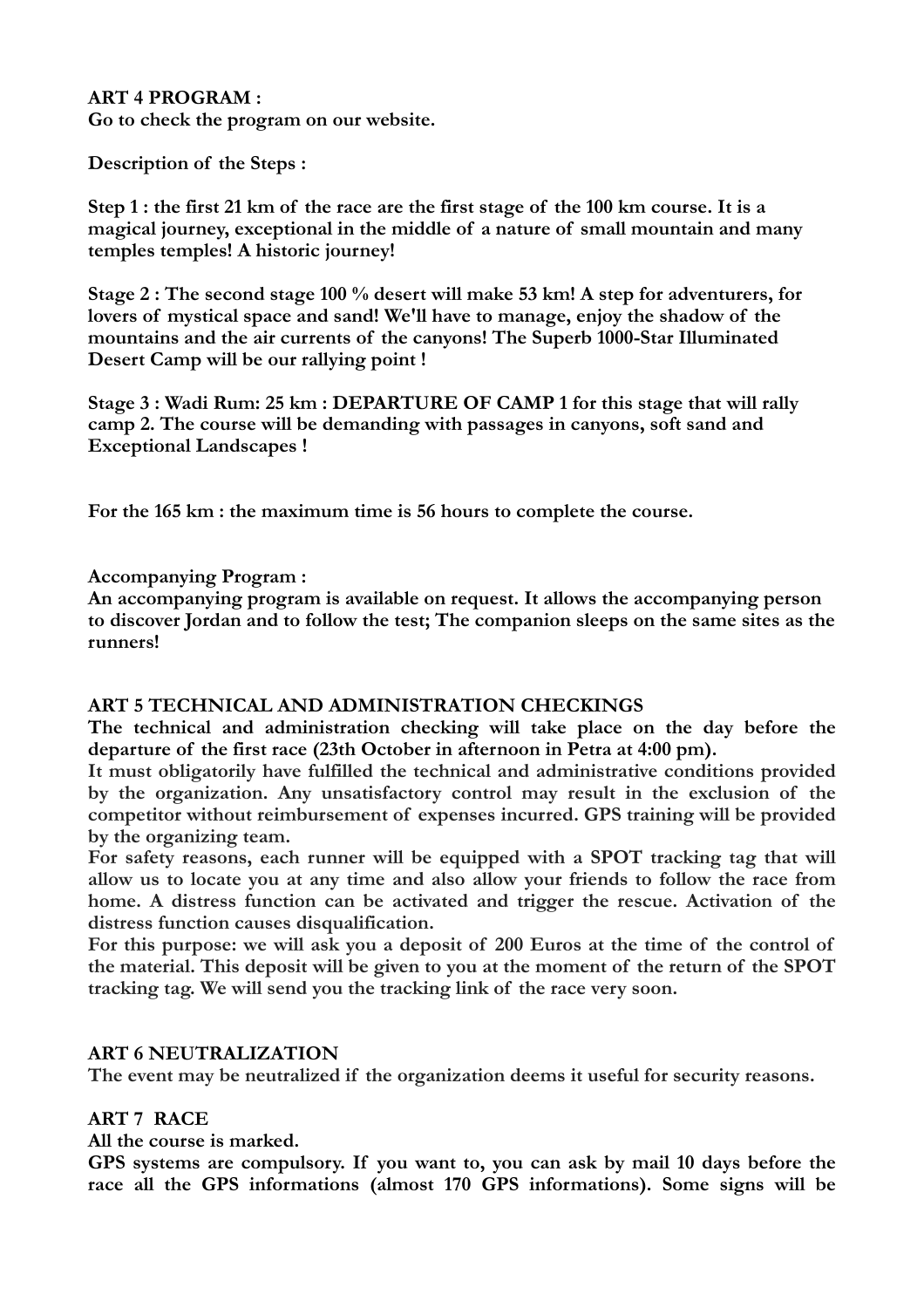## ART 4 PROGRAM :

**Go to check the program on our website.**

**Description of the Steps :**

**Step 1 : the first 21 km of the race are the first stage of the 100 km course. It is a magical journey, exceptional in the middle of a nature of small mountain and many temples temples! A historic journey!**

**Stage 2 : The second stage 100 % desert will make 53 km! A step for adventurers, for lovers of mystical space and sand! We'll have to manage, enjoy the shadow of the mountains and the air currents of the canyons! The Superb 1000-Star Illuminated Desert Camp will be our rallying point !**

**Stage 3 : Wadi Rum: 25 km : DEPARTURE OF CAMP 1 for this stage that will rally camp 2. The course will be demanding with passages in canyons, soft sand and Exceptional Landscapes !**

**For the 165 km : the maximum time is 56 hours to complete the course.**

**Accompanying Program :**
**An accompanying program is available on request. It allows the accompanying person to discover Jordan and to follow the test; The companion sleeps on the same sites as the runners!**

## ART 5 TECHNICAL AND ADMINISTRATION CHECKINGS

**The technical and administration checking will take place on the day before the departure of the first race (23th October in afternoon in Petra at 4:00 pm).**
**It must obligatorily have fulfilled the technical and administrative conditions provided by the organization. Any unsatisfactory control may result in the exclusion of the competitor without reimbursement of expenses incurred. GPS training will be provided by the organizing team.**
**For safety reasons, each runner will be equipped with a SPOT tracking tag that will allow us to locate you at any time and also allow your friends to follow the race from home. A distress function can be activated and trigger the rescue. Activation of the distress function causes disqualification.**
**For this purpose: we will ask you a deposit of 200 Euros at the time of the control of the material. This deposit will be given to you at the moment of the return of the SPOT tracking tag. We will send you the tracking link of the race very soon.**

## ART 6 NEUTRALIZATION

**The event may be neutralized if the organization deems it useful for security reasons.**

## ART 7 RACE

**All the course is marked.**
**GPS systems are compulsory. If you want to, you can ask by mail 10 days before the race all the GPS informations (almost 170 GPS informations). Some signs will be**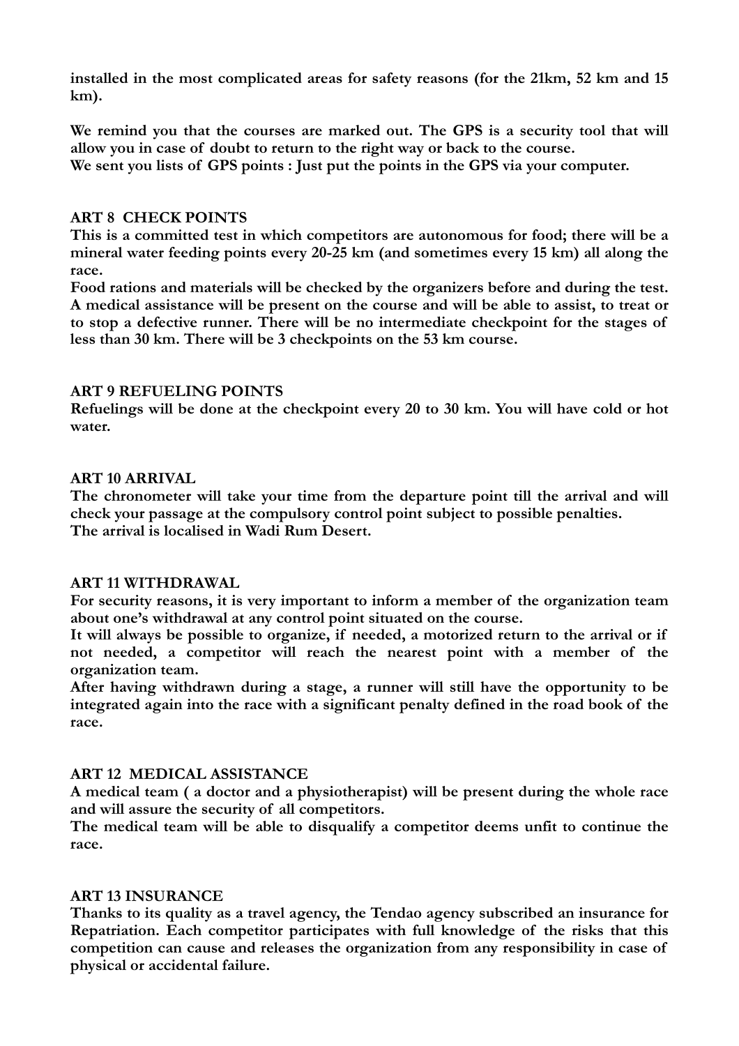**installed in the most complicated areas for safety reasons (for the 21km, 52 km and 15 km).**

**We remind you that the courses are marked out. The GPS is a security tool that will allow you in case of doubt to return to the right way or back to the course.**
**We sent you lists of GPS points : Just put the points in the GPS via your computer.**

## ART 8 CHECK POINTS

**This is a committed test in which competitors are autonomous for food; there will be a mineral water feeding points every 20-25 km (and sometimes every 15 km) all along the race.**
**Food rations and materials will be checked by the organizers before and during the test. A medical assistance will be present on the course and will be able to assist, to treat or to stop a defective runner. There will be no intermediate checkpoint for the stages of less than 30 km. There will be 3 checkpoints on the 53 km course.**

## ART 9 REFUELING POINTS

**Refuelings will be done at the checkpoint every 20 to 30 km. You will have cold or hot water.**

## ART 10 ARRIVAL

**The chronometer will take your time from the departure point till the arrival and will check your passage at the compulsory control point subject to possible penalties.**
**The arrival is localised in Wadi Rum Desert.**

## ART 11 WITHDRAWAL

**For security reasons, it is very important to inform a member of the organization team about one's withdrawal at any control point situated on the course.**
**It will always be possible to organize, if needed, a motorized return to the arrival or if not needed, a competitor will reach the nearest point with a member of the organization team.**
**After having withdrawn during a stage, a runner will still have the opportunity to be integrated again into the race with a significant penalty defined in the road book of the race.**

## ART 12 MEDICAL ASSISTANCE

**A medical team ( a doctor and a physiotherapist) will be present during the whole race and will assure the security of all competitors.**
**The medical team will be able to disqualify a competitor deems unfit to continue the race.**

## ART 13 INSURANCE

**Thanks to its quality as a travel agency, the Tendao agency subscribed an insurance for Repatriation. Each competitor participates with full knowledge of the risks that this competition can cause and releases the organization from any responsibility in case of physical or accidental failure.**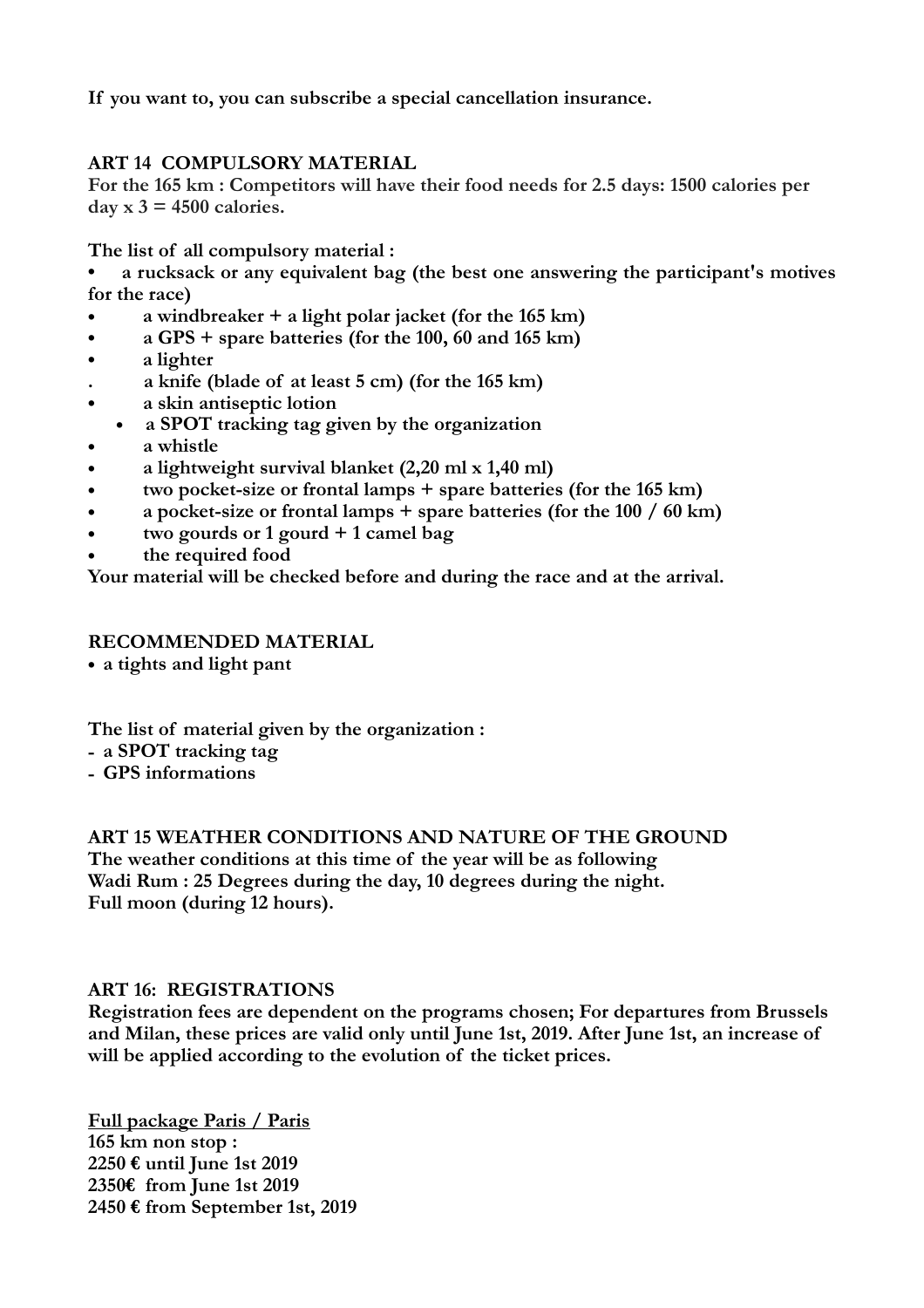**If you want to, you can subscribe a special cancellation insurance.**

## ART 14 COMPULSORY MATERIAL

**For the 165 km : Competitors will have their food needs for 2.5 days: 1500 calories per day x 3 = 4500 calories.**

**The list of all compulsory material :**

- **a rucksack or any equivalent bag (the best one answering the participant's motives for the race)**
- **a windbreaker + a light polar jacket (for the 165 km)**
- **a GPS + spare batteries (for the 100, 60 and 165 km)**
- **a lighter**
- **a knife (blade of at least 5 cm) (for the 165 km)**
- **a skin antiseptic lotion**
- **a SPOT tracking tag given by the organization**
- **a whistle**
- **a lightweight survival blanket (2,20 ml x 1,40 ml)**
- **two pocket-size or frontal lamps + spare batteries (for the 165 km)**
- **a pocket-size or frontal lamps + spare batteries (for the 100 / 60 km)**
- **two gourds or 1 gourd + 1 camel bag**
- **the required food**

**Your material will be checked before and during the race and at the arrival.**

## RECOMMENDED MATERIAL

- **a tights and light pant**

**The list of material given by the organization :**

- **a SPOT tracking tag**
- **GPS informations**

## ART 15 WEATHER CONDITIONS AND NATURE OF THE GROUND

**The weather conditions at this time of the year will be as following**
**Wadi Rum : 25 Degrees during the day, 10 degrees during the night.**
**Full moon (during 12 hours).**

## ART 16: REGISTRATIONS

**Registration fees are dependent on the programs chosen; For departures from Brussels and Milan, these prices are valid only until June 1st, 2019. After June 1st, an increase of will be applied according to the evolution of the ticket prices.**

**<u>Full package Paris / Paris</u>**
**165 km non stop :**
**2250 € until June 1st 2019**
**2350€ from June 1st 2019**
**2450 € from September 1st, 2019**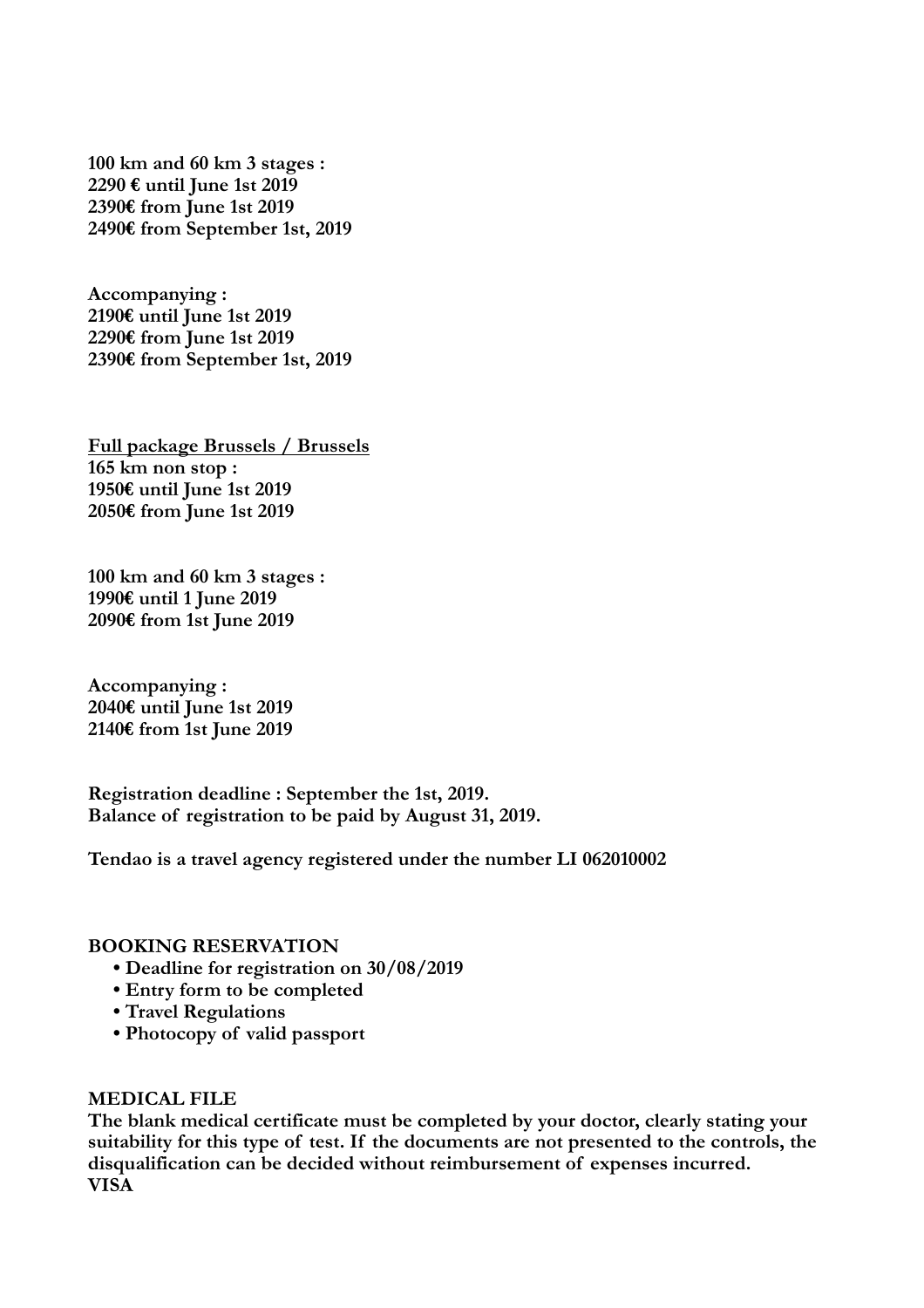**100 km and 60 km 3 stages :**
**2290 € until June 1st 2019**
**2390€ from June 1st 2019**
**2490€ from September 1st, 2019**

**Accompanying :**
**2190€ until June 1st 2019**
**2290€ from June 1st 2019**
**2390€ from September 1st, 2019**

**<u>Full package Brussels / Brussels</u>**
**165 km non stop :**
**1950€ until June 1st 2019**
**2050€ from June 1st 2019**

**100 km and 60 km 3 stages :**
**1990€ until 1 June 2019**
**2090€ from 1st June 2019**

**Accompanying :**
**2040€ until June 1st 2019**
**2140€ from 1st June 2019**

**Registration deadline : September the 1st, 2019.**
**Balance of registration to be paid by August 31, 2019.**

**Tendao is a travel agency registered under the number LI 062010002**

**BOOKING RESERVATION**

- **Deadline for registration on 30/08/2019**
- **Entry form to be completed**
- **Travel Regulations**
- **Photocopy of valid passport**

**MEDICAL FILE**

**The blank medical certificate must be completed by your doctor, clearly stating your suitability for this type of test. If the documents are not presented to the controls, the disqualification can be decided without reimbursement of expenses incurred.**

**VISA**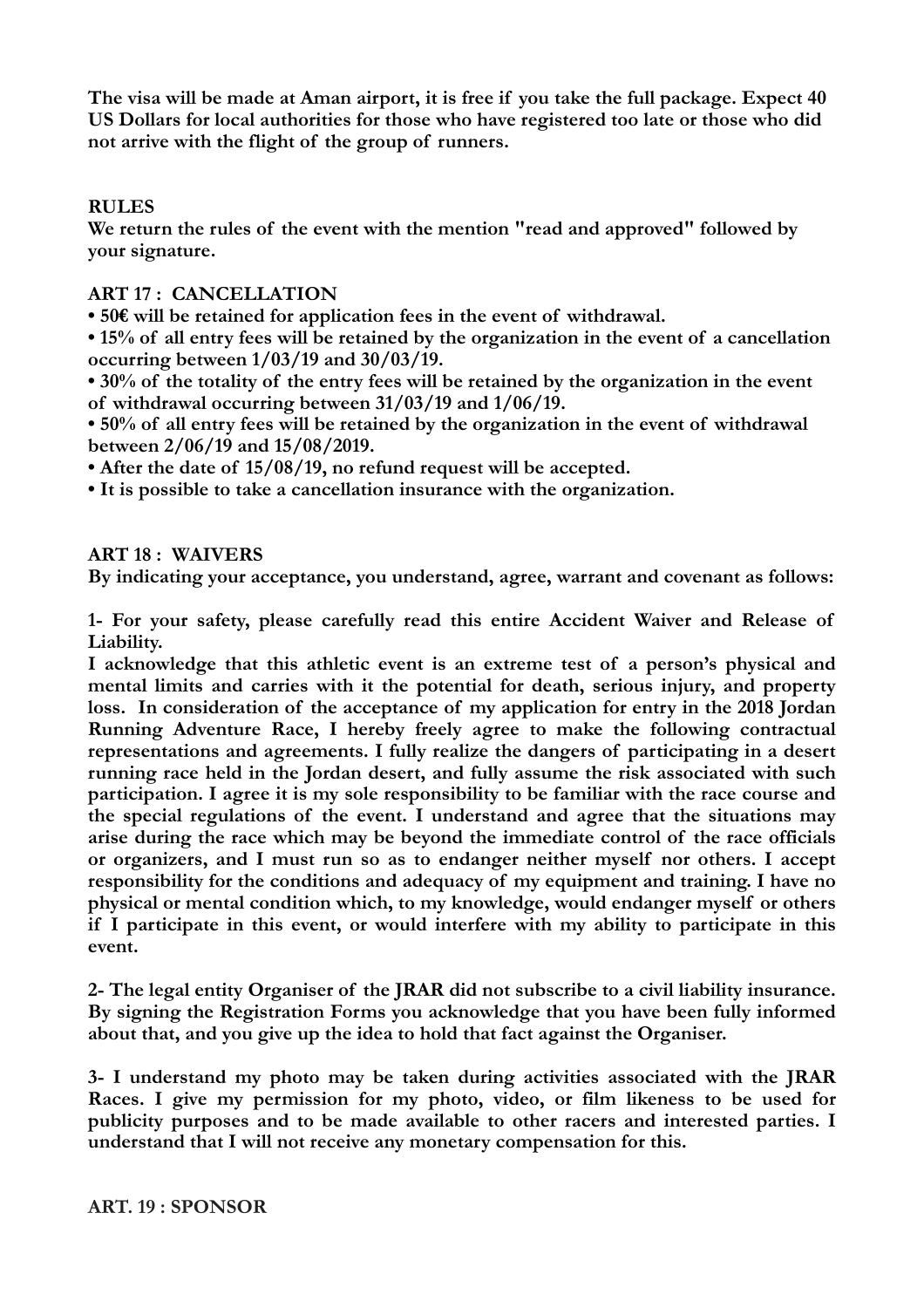**The visa will be made at Aman airport, it is free if you take the full package. Expect 40 US Dollars for local authorities for those who have registered too late or those who did not arrive with the flight of the group of runners.**

## RULES

**We return the rules of the event with the mention "read and approved" followed by your signature.**

### ART 17 : CANCELLATION

- **50€ will be retained for application fees in the event of withdrawal.**
- **15% of all entry fees will be retained by the organization in the event of a cancellation occurring between 1/03/19 and 30/03/19.**
- **30% of the totality of the entry fees will be retained by the organization in the event of withdrawal occurring between 31/03/19 and 1/06/19.**
- **50% of all entry fees will be retained by the organization in the event of withdrawal between 2/06/19 and 15/08/2019.**
- **After the date of 15/08/19, no refund request will be accepted.**
- **It is possible to take a cancellation insurance with the organization.**

### ART 18 : WAIVERS

**By indicating your acceptance, you understand, agree, warrant and covenant as follows:**

**1- For your safety, please carefully read this entire Accident Waiver and Release of Liability.**
**I acknowledge that this athletic event is an extreme test of a person's physical and mental limits and carries with it the potential for death, serious injury, and property loss. In consideration of the acceptance of my application for entry in the 2018 Jordan Running Adventure Race, I hereby freely agree to make the following contractual representations and agreements. I fully realize the dangers of participating in a desert running race held in the Jordan desert, and fully assume the risk associated with such participation. I agree it is my sole responsibility to be familiar with the race course and the special regulations of the event. I understand and agree that the situations may arise during the race which may be beyond the immediate control of the race officials or organizers, and I must run so as to endanger neither myself nor others. I accept responsibility for the conditions and adequacy of my equipment and training. I have no physical or mental condition which, to my knowledge, would endanger myself or others if I participate in this event, or would interfere with my ability to participate in this event.**

**2- The legal entity Organiser of the JRAR did not subscribe to a civil liability insurance. By signing the Registration Forms you acknowledge that you have been fully informed about that, and you give up the idea to hold that fact against the Organiser.**

**3- I understand my photo may be taken during activities associated with the JRAR Races. I give my permission for my photo, video, or film likeness to be used for publicity purposes and to be made available to other racers and interested parties. I understand that I will not receive any monetary compensation for this.**

### ART. 19 : SPONSOR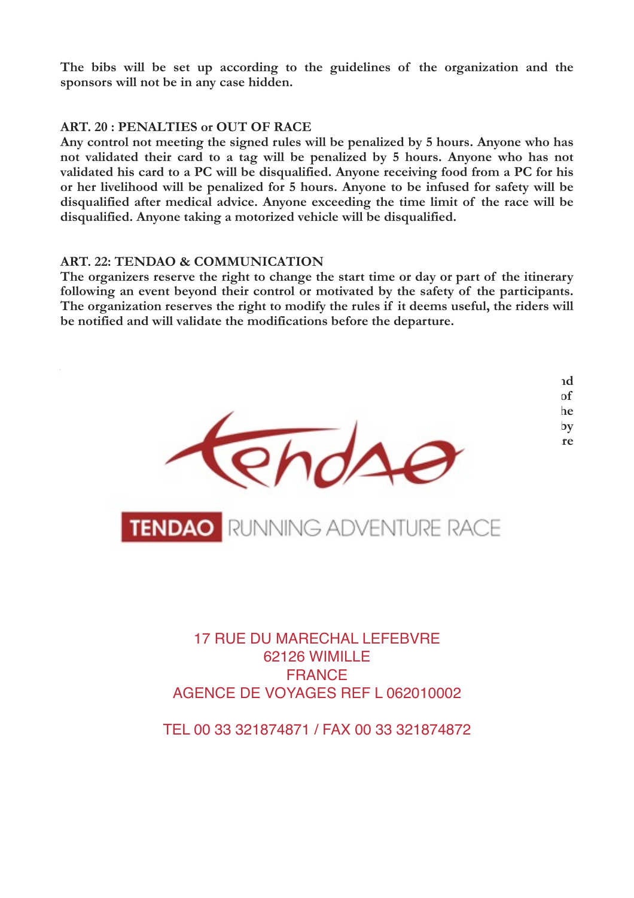**The bibs will be set up according to the guidelines of the organization and the sponsors will not be in any case hidden.**

### ART. 20 : PENALTIES or OUT OF RACE

**Any control not meeting the signed rules will be penalized by 5 hours. Anyone who has not validated their card to a tag will be penalized by 5 hours. Anyone who has not validated his card to a PC will be disqualified. Anyone receiving food from a PC for his or her livelihood will be penalized for 5 hours. Anyone to be infused for safety will be disqualified after medical advice. Anyone exceeding the time limit of the race will be disqualified. Anyone taking a motorized vehicle will be disqualified.**

### ART. 22: TENDAO & COMMUNICATION

**The organizers reserve the right to change the start time or day or part of the itinerary following an event beyond their control or motivated by the safety of the participants. The organization reserves the right to modify the rules if it deems useful, the riders will be notified and will validate the modifications before the departure.**

**nd**
**of**
**he**
**by**
**re**

TENDAO RUNNING ADVENTURE RACE

17 RUE DU MARECHAL LEFEBVRE
62126 WIMILLE
FRANCE
AGENCE DE VOYAGES REF L 062010002

TEL 00 33 321874871 / FAX 00 33 321874872